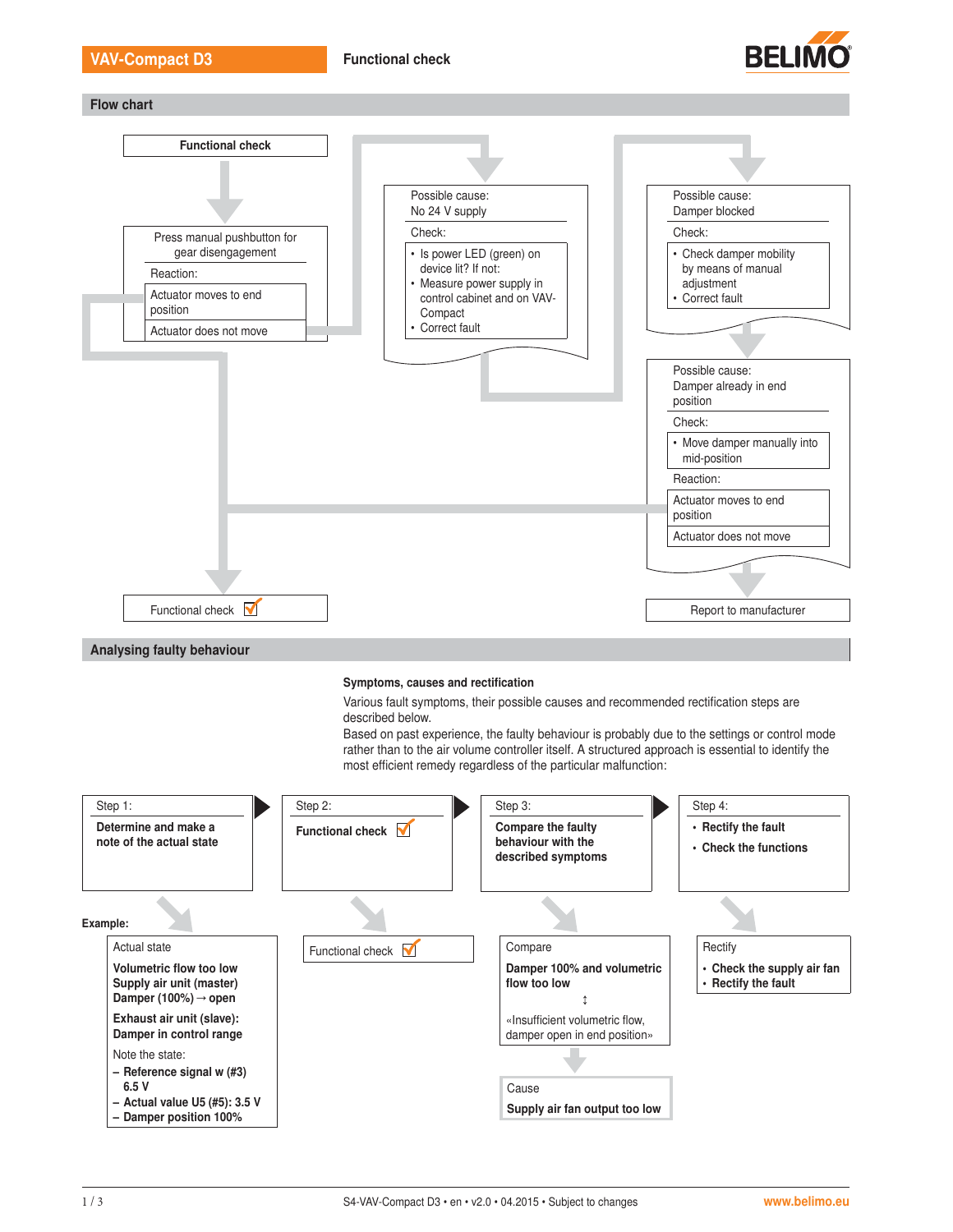# VAV-Compact D3

**Functional check**

## Flow chart

**Functional check**

Press manual pushbutton for gear disengagement

Reaction:
- Actuator moves to end position
- Actuator does not move

Possible cause:
No 24 V supply

Check:
- Is power LED (green) on device lit? If not:
- Measure power supply in control cabinet and on VAV-Compact
- Correct fault

Possible cause:
Damper blocked

Check:
- Check damper mobility by means of manual adjustment
- Correct fault

Possible cause:
Damper already in end position

Check:
- Move damper manually into mid-position

Reaction:
- Actuator moves to end position
- Actuator does not move

Functional check ✓

Report to manufacturer

## Analysing faulty behaviour

**Symptoms, causes and rectification**

Various fault symptoms, their possible causes and recommended rectification steps are described below.
Based on past experience, the faulty behaviour is probably due to the settings or control mode rather than to the air volume controller itself. A structured approach is essential to identify the most efficient remedy regardless of the particular malfunction:

| Step 1: | Step 2: | Step 3: | Step 4: |
|---|---|---|---|
| **Determine and make a note of the actual state** | **Functional check** ✓ | **Compare the faulty behaviour with the described symptoms** | • **Rectify the fault**<br>• **Check the functions** |

**Example:**

Actual state

**Volumetric flow too low**
**Supply air unit (master)**
**Damper (100%) → open**

**Exhaust air unit (slave):**
**Damper in control range**

Note the state:
- **Reference signal w (#3) 6.5 V**
- **Actual value U5 (#5): 3.5 V**
- **Damper position 100%**

Functional check ✓

Compare

**Damper 100% and volumetric flow too low**

↕

«Insufficient volumetric flow, damper open in end position»

Cause

**Supply air fan output too low**

Rectify
- **Check the supply air fan**
- **Rectify the fault**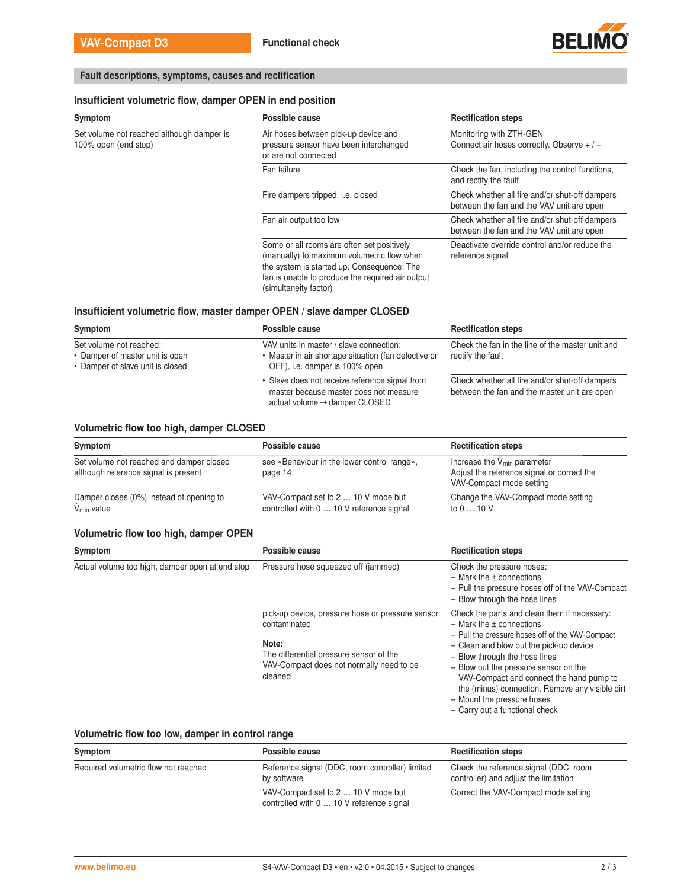## Fault descriptions, symptoms, causes and rectification

### Insufficient volumetric flow, damper OPEN in end position

| Symptom | Possible cause | Rectification steps |
|---|---|---|
| Set volume not reached although damper is 100% open (end stop) | Air hoses between pick-up device and pressure sensor have been interchanged or are not connected | Monitoring with ZTH-GEN<br>Connect air hoses correctly. Observe + / – |
| | Fan failure | Check the fan, including the control functions, and rectify the fault |
| | Fire dampers tripped, i.e. closed | Check whether all fire and/or shut-off dampers between the fan and the VAV unit are open |
| | Fan air output too low | Check whether all fire and/or shut-off dampers between the fan and the VAV unit are open |
| | Some or all rooms are often set positively (manually) to maximum volumetric flow when the system is started up. Consequence: The fan is unable to produce the required air output (simultaneity factor) | Deactivate override control and/or reduce the reference signal |

### Insufficient volumetric flow, master damper OPEN / slave damper CLOSED

| Symptom | Possible cause | Rectification steps |
|---|---|---|
| Set volume not reached:<br>• Damper of master unit is open<br>• Damper of slave unit is closed | VAV units in master / slave connection:<br>• Master in air shortage situation (fan defective or OFF), i.e. damper is 100% open | Check the fan in the line of the master unit and rectify the fault |
| | • Slave does not receive reference signal from master because master does not measure actual volume → damper CLOSED | Check whether all fire and/or shut-off dampers between the fan and the master unit are open |

### Volumetric flow too high, damper CLOSED

| Symptom | Possible cause | Rectification steps |
|---|---|---|
| Set volume not reached and damper closed although reference signal is present | see «Behaviour in the lower control range», page 14 | Increase the $\dot{V}_{min}$ parameter<br>Adjust the reference signal or correct the VAV-Compact mode setting |
| Damper closes (0%) instead of opening to $\dot{V}_{min}$ value | VAV-Compact set to 2 … 10 V mode but controlled with 0 … 10 V reference signal | Change the VAV-Compact mode setting to 0 … 10 V |

### Volumetric flow too high, damper OPEN

| Symptom | Possible cause | Rectification steps |
|---|---|---|
| Actual volume too high, damper open at end stop | Pressure hose squeezed off (jammed) | Check the pressure hoses:<br>– Mark the ± connections<br>– Pull the pressure hoses off of the VAV-Compact<br>– Blow through the hose lines |
| | pick-up device, pressure hose or pressure sensor contaminated<br><br>**Note:**<br>The differential pressure sensor of the VAV-Compact does not normally need to be cleaned | Check the parts and clean them if necessary:<br>– Mark the ± connections<br>– Pull the pressure hoses off of the VAV-Compact<br>– Clean and blow out the pick-up device<br>– Blow through the hose lines<br>– Blow out the pressure sensor on the VAV-Compact and connect the hand pump to the (minus) connection. Remove any visible dirt<br>– Mount the pressure hoses<br>– Carry out a functional check |

### Volumetric flow too low, damper in control range

| Symptom | Possible cause | Rectification steps |
|---|---|---|
| Required volumetric flow not reached | Reference signal (DDC, room controller) limited by software | Check the reference signal (DDC, room controller) and adjust the limitation |
| | VAV-Compact set to 2 … 10 V mode but controlled with 0 … 10 V reference signal | Correct the VAV-Compact mode setting |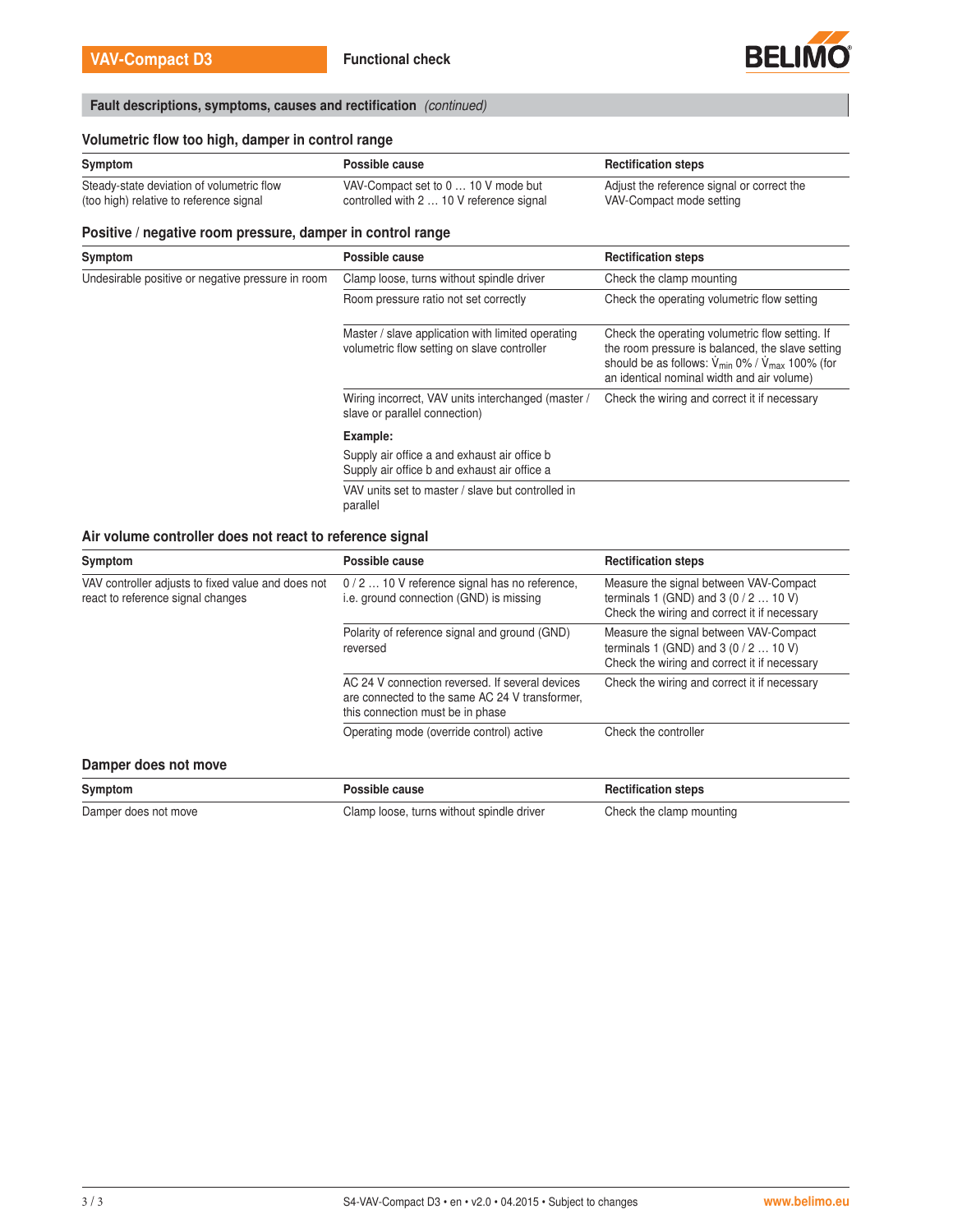## Fault descriptions, symptoms, causes and rectification *(continued)*

### Volumetric flow too high, damper in control range

| Symptom | Possible cause | Rectification steps |
|---|---|---|
| Steady-state deviation of volumetric flow (too high) relative to reference signal | VAV-Compact set to 0 … 10 V mode but controlled with 2 … 10 V reference signal | Adjust the reference signal or correct the VAV-Compact mode setting |

### Positive / negative room pressure, damper in control range

| Symptom | Possible cause | Rectification steps |
|---|---|---|
| Undesirable positive or negative pressure in room | Clamp loose, turns without spindle driver | Check the clamp mounting |
| | Room pressure ratio not set correctly | Check the operating volumetric flow setting |
| | Master / slave application with limited operating volumetric flow setting on slave controller | Check the operating volumetric flow setting. If the room pressure is balanced, the slave setting should be as follows: $\dot{V}_{min}$ 0% / $\dot{V}_{max}$ 100% (for an identical nominal width and air volume) |
| | Wiring incorrect, VAV units interchanged (master / slave or parallel connection)<br>**Example:**<br>Supply air office a and exhaust air office b<br>Supply air office b and exhaust air office a | Check the wiring and correct it if necessary |
| | VAV units set to master / slave but controlled in parallel | |

### Air volume controller does not react to reference signal

| Symptom | Possible cause | Rectification steps |
|---|---|---|
| VAV controller adjusts to fixed value and does not react to reference signal changes | 0 / 2 … 10 V reference signal has no reference, i.e. ground connection (GND) is missing | Measure the signal between VAV-Compact terminals 1 (GND) and 3 (0 / 2 … 10 V) Check the wiring and correct it if necessary |
| | Polarity of reference signal and ground (GND) reversed | Measure the signal between VAV-Compact terminals 1 (GND) and 3 (0 / 2 … 10 V) Check the wiring and correct it if necessary |
| | AC 24 V connection reversed. If several devices are connected to the same AC 24 V transformer, this connection must be in phase | Check the wiring and correct it if necessary |
| | Operating mode (override control) active | Check the controller |

### Damper does not move

| Symptom | Possible cause | Rectification steps |
|---|---|---|
| Damper does not move | Clamp loose, turns without spindle driver | Check the clamp mounting |